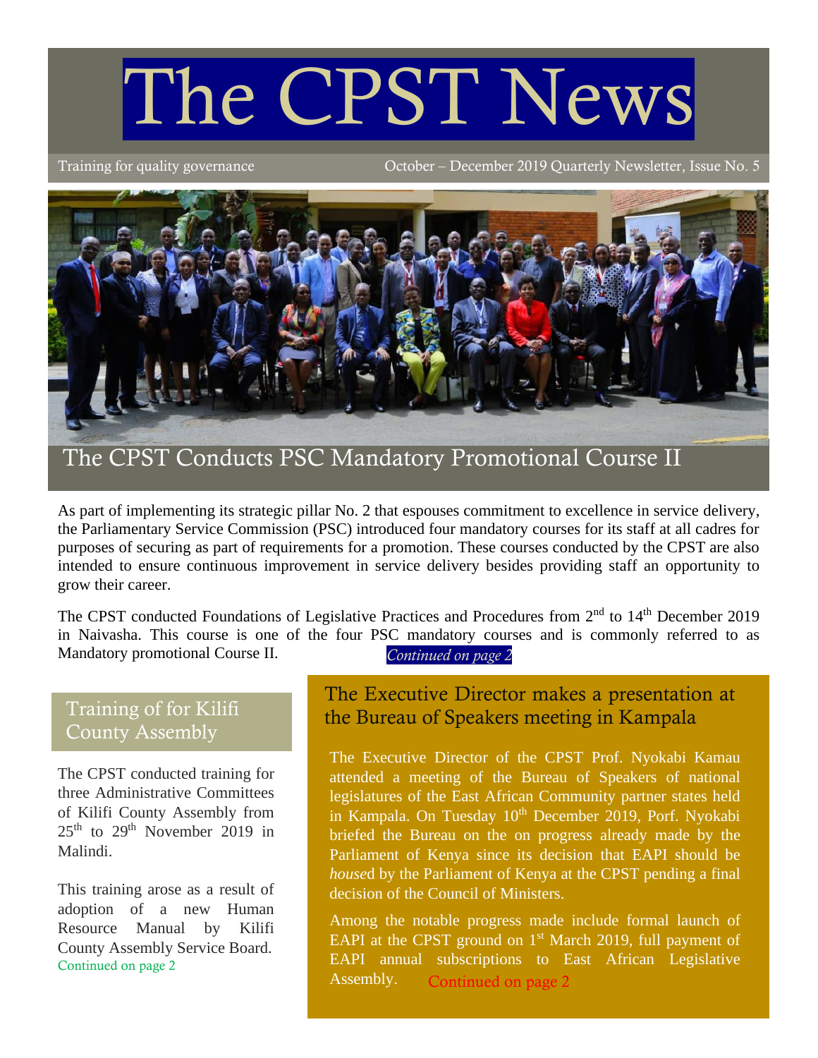# The CPST News

Training for quality governance

October – December 2019 Quarterly Newsletter, Issue No. 5

## The CPST Conducts PSC Mandatory Promotional Course II

As part of implementing its strategic pillar No. 2 that espouses commitment to excellence in service delivery, the Parliamentary Service Commission (PSC) introduced four mandatory courses for its staff at all cadres for purposes of securing as part of requirements for a promotion. These courses conducted by the CPST are also intended to ensure continuous improvement in service delivery besides providing staff an opportunity to grow their career.

The CPST conducted Foundations of Legislative Practices and Procedures from 2nd to 14th December 2019 in Naivasha. This course is one of the four PSC mandatory courses and is commonly referred to as Mandatory promotional Course II. *Continued on page 2*

## Training of for Kilifi County Assembly

The CPST conducted training for three Administrative Committees of Kilifi County Assembly from 25th to 29th November 2019 in Malindi.

This training arose as a result of adoption of a new Human Resource Manual by Kilifi County Assembly Service Board. Continued on page 2

## The Executive Director makes a presentation at the Bureau of Speakers meeting in Kampala

The Executive Director of the CPST Prof. Nyokabi Kamau attended a meeting of the Bureau of Speakers of national legislatures of the East African Community partner states held in Kampala. On Tuesday 10th December 2019, Porf. Nyokabi briefed the Bureau on the on progress already made by the Parliament of Kenya since its decision that EAPI should be *house*d by the Parliament of Kenya at the CPST pending a final decision of the Council of Ministers.

Among the notable progress made include formal launch of EAPI at the CPST ground on 1st March 2019, full payment of EAPI annual subscriptions to East African Legislative Assembly. Continued on page 2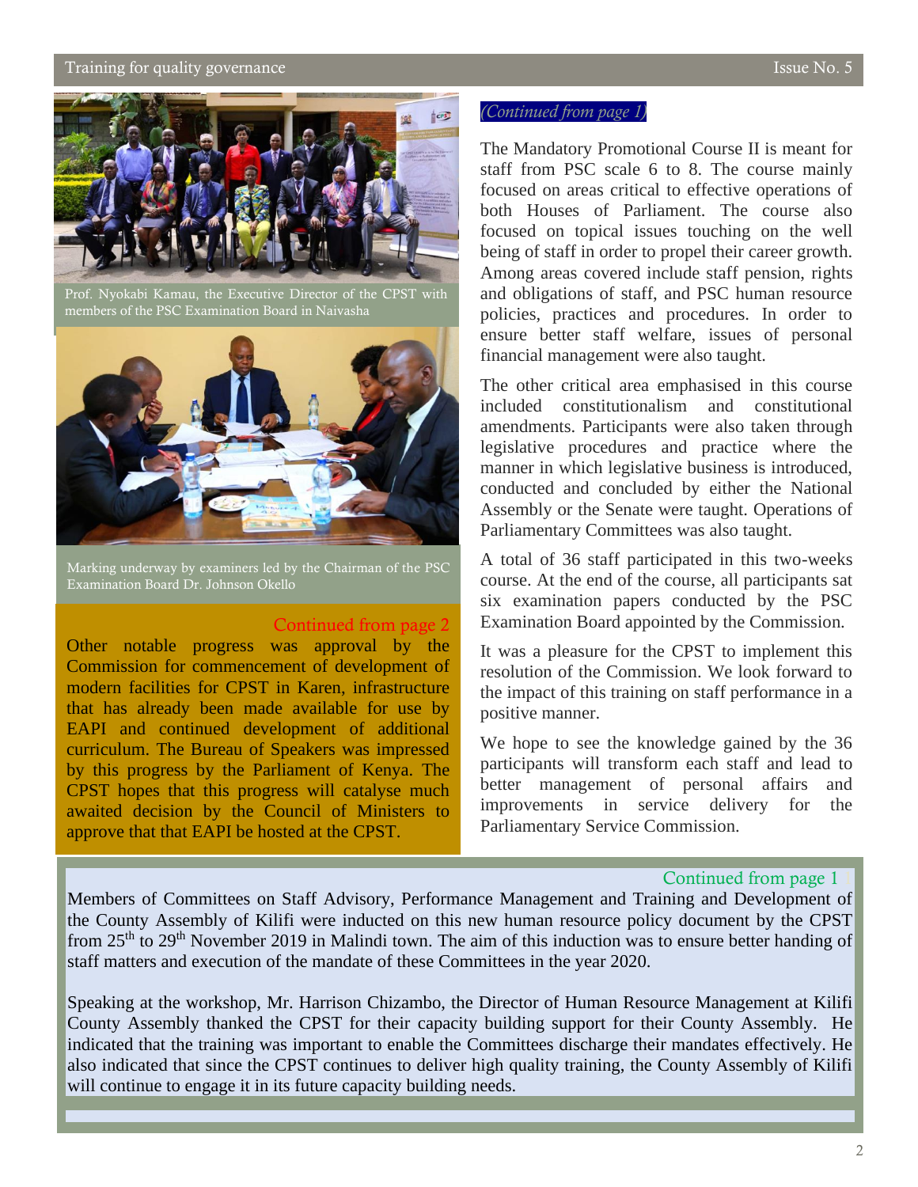Prof. Nyokabi Kamau, the Executive Director of the CPST with members of the PSC Examination Board in Naivasha

Marking underway by examiners led by the Chairman of the PSC Examination Board Dr. Johnson Okello

*(Continued from page 1)*

The Mandatory Promotional Course II is meant for staff from PSC scale 6 to 8. The course mainly focused on areas critical to effective operations of both Houses of Parliament. The course also focused on topical issues touching on the well being of staff in order to propel their career growth. Among areas covered include staff pension, rights and obligations of staff, and PSC human resource policies, practices and procedures. In order to ensure better staff welfare, issues of personal financial management were also taught.

The other critical area emphasised in this course included constitutionalism and constitutional amendments. Participants were also taken through legislative procedures and practice where the manner in which legislative business is introduced, conducted and concluded by either the National Assembly or the Senate were taught. Operations of Parliamentary Committees was also taught.

A total of 36 staff participated in this two-weeks course. At the end of the course, all participants sat six examination papers conducted by the PSC Examination Board appointed by the Commission.

It was a pleasure for the CPST to implement this resolution of the Commission. We look forward to the impact of this training on staff performance in a positive manner.

We hope to see the knowledge gained by the 36 participants will transform each staff and lead to better management of personal affairs and improvements in service delivery for the Parliamentary Service Commission.

Continued from page 2

Other notable progress was approval by the Commission for commencement of development of modern facilities for CPST in Karen, infrastructure that has already been made available for use by EAPI and continued development of additional curriculum. The Bureau of Speakers was impressed by this progress by the Parliament of Kenya. The CPST hopes that this progress will catalyse much awaited decision by the Council of Ministers to approve that that EAPI be hosted at the CPST.

Continued from page 1

Members of Committees on Staff Advisory, Performance Management and Training and Development of the County Assembly of Kilifi were inducted on this new human resource policy document by the CPST from 25th to 29th November 2019 in Malindi town. The aim of this induction was to ensure better handing of staff matters and execution of the mandate of these Committees in the year 2020.

Speaking at the workshop, Mr. Harrison Chizambo, the Director of Human Resource Management at Kilifi County Assembly thanked the CPST for their capacity building support for their County Assembly. He indicated that the training was important to enable the Committees discharge their mandates effectively. He also indicated that since the CPST continues to deliver high quality training, the County Assembly of Kilifi will continue to engage it in its future capacity building needs.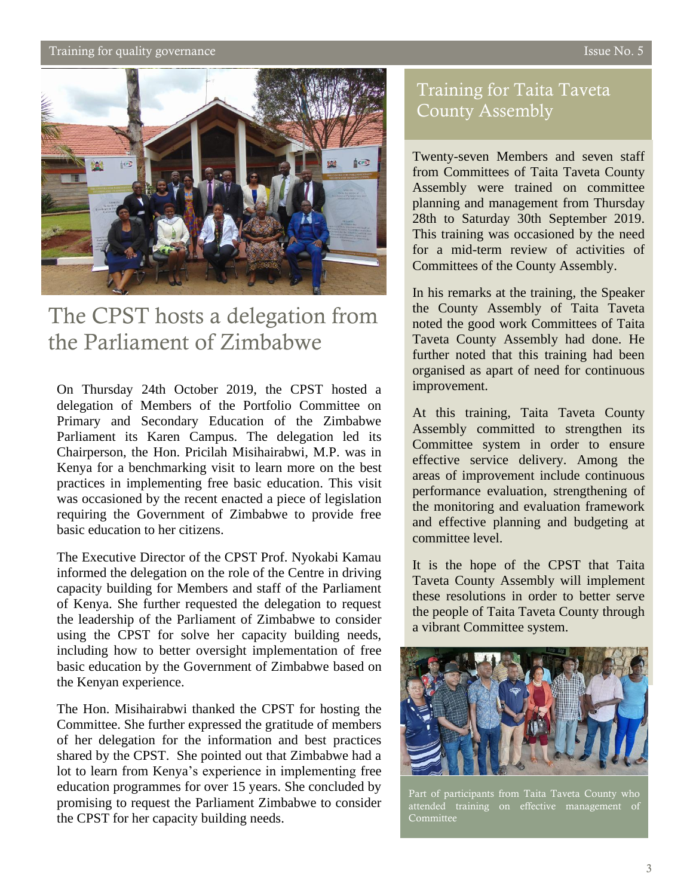# The CPST hosts a delegation from the Parliament of Zimbabwe

On Thursday 24th October 2019, the CPST hosted a delegation of Members of the Portfolio Committee on Primary and Secondary Education of the Zimbabwe Parliament its Karen Campus. The delegation led its Chairperson, the Hon. Pricilah Misihairabwi, M.P. was in Kenya for a benchmarking visit to learn more on the best practices in implementing free basic education. This visit was occasioned by the recent enacted a piece of legislation requiring the Government of Zimbabwe to provide free basic education to her citizens.

The Executive Director of the CPST Prof. Nyokabi Kamau informed the delegation on the role of the Centre in driving capacity building for Members and staff of the Parliament of Kenya. She further requested the delegation to request the leadership of the Parliament of Zimbabwe to consider using the CPST for solve her capacity building needs, including how to better oversight implementation of free basic education by the Government of Zimbabwe based on the Kenyan experience.

The Hon. Misihairabwi thanked the CPST for hosting the Committee. She further expressed the gratitude of members of her delegation for the information and best practices shared by the CPST. She pointed out that Zimbabwe had a lot to learn from Kenya's experience in implementing free education programmes for over 15 years. She concluded by promising to request the Parliament Zimbabwe to consider the CPST for her capacity building needs.

## Training for Taita Taveta County Assembly

Twenty-seven Members and seven staff from Committees of Taita Taveta County Assembly were trained on committee planning and management from Thursday 28th to Saturday 30th September 2019. This training was occasioned by the need for a mid-term review of activities of Committees of the County Assembly.

In his remarks at the training, the Speaker the County Assembly of Taita Taveta noted the good work Committees of Taita Taveta County Assembly had done. He further noted that this training had been organised as apart of need for continuous improvement.

At this training, Taita Taveta County Assembly committed to strengthen its Committee system in order to ensure effective service delivery. Among the areas of improvement include continuous performance evaluation, strengthening of the monitoring and evaluation framework and effective planning and budgeting at committee level.

It is the hope of the CPST that Taita Taveta County Assembly will implement these resolutions in order to better serve the people of Taita Taveta County through a vibrant Committee system.

Part of participants from Taita Taveta County who attended training on effective management of Committee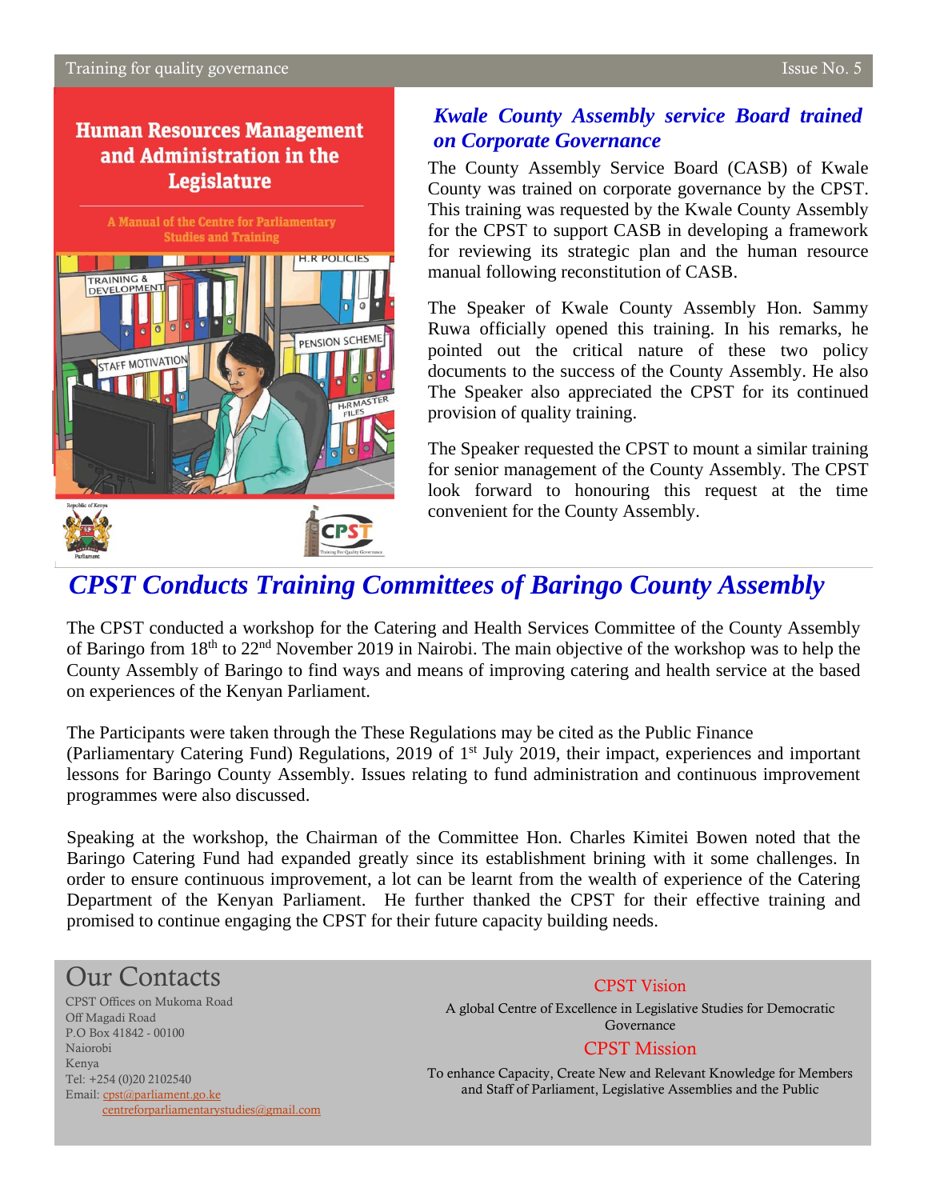## *Kwale County Assembly service Board trained on Corporate Governance*

The County Assembly Service Board (CASB) of Kwale County was trained on corporate governance by the CPST. This training was requested by the Kwale County Assembly for the CPST to support CASB in developing a framework for reviewing its strategic plan and the human resource manual following reconstitution of CASB.

The Speaker of Kwale County Assembly Hon. Sammy Ruwa officially opened this training. In his remarks, he pointed out the critical nature of these two policy documents to the success of the County Assembly. He also The Speaker also appreciated the CPST for its continued provision of quality training.

The Speaker requested the CPST to mount a similar training for senior management of the County Assembly. The CPST look forward to honouring this request at the time convenient for the County Assembly.

## *CPST Conducts Training Committees of Baringo County Assembly*

The CPST conducted a workshop for the Catering and Health Services Committee of the County Assembly of Baringo from 18th to 22nd November 2019 in Nairobi. The main objective of the workshop was to help the County Assembly of Baringo to find ways and means of improving catering and health service at the based on experiences of the Kenyan Parliament.

The Participants were taken through the These Regulations may be cited as the Public Finance (Parliamentary Catering Fund) Regulations, 2019 of 1st July 2019, their impact, experiences and important lessons for Baringo County Assembly. Issues relating to fund administration and continuous improvement programmes were also discussed.

Speaking at the workshop, the Chairman of the Committee Hon. Charles Kimitei Bowen noted that the Baringo Catering Fund had expanded greatly since its establishment brining with it some challenges. In order to ensure continuous improvement, a lot can be learnt from the wealth of experience of the Catering Department of the Kenyan Parliament. He further thanked the CPST for their effective training and promised to continue engaging the CPST for their future capacity building needs.

## Our Contacts

CPST Offices on Mukoma Road
Off Magadi Road
P.O Box 41842 - 00100
Naiorobi
Kenya
Tel: +254 (0)20 2102540
Email: cpst@parliament.go.ke
centreforparliamentarystudies@gmail.com

### CPST Vision

A global Centre of Excellence in Legislative Studies for Democratic Governance

### CPST Mission

To enhance Capacity, Create New and Relevant Knowledge for Members and Staff of Parliament, Legislative Assemblies and the Public